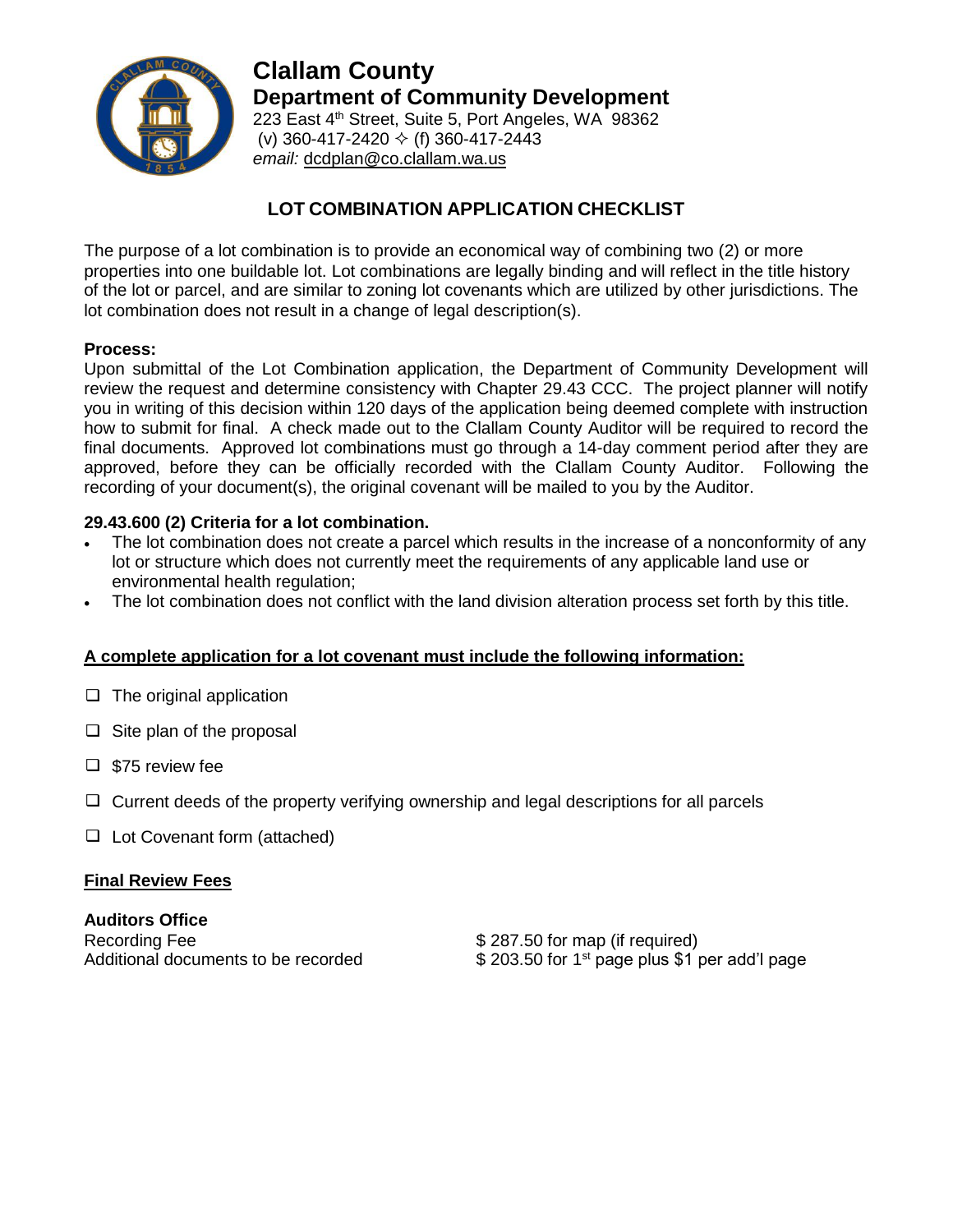# Clallam County

## Department of Community Development

223 East 4th Street, Suite 5, Port Angeles, WA 98362
(v) 360-417-2420 ✧ (f) 360-417-2443
*email:* dcdplan@co.clallam.wa.us

## LOT COMBINATION APPLICATION CHECKLIST

The purpose of a lot combination is to provide an economical way of combining two (2) or more properties into one buildable lot. Lot combinations are legally binding and will reflect in the title history of the lot or parcel, and are similar to zoning lot covenants which are utilized by other jurisdictions. The lot combination does not result in a change of legal description(s).

**Process:**
Upon submittal of the Lot Combination application, the Department of Community Development will review the request and determine consistency with Chapter 29.43 CCC. The project planner will notify you in writing of this decision within 120 days of the application being deemed complete with instruction how to submit for final. A check made out to the Clallam County Auditor will be required to record the final documents. Approved lot combinations must go through a 14-day comment period after they are approved, before they can be officially recorded with the Clallam County Auditor. Following the recording of your document(s), the original covenant will be mailed to you by the Auditor.

**29.43.600 (2) Criteria for a lot combination.**

- The lot combination does not create a parcel which results in the increase of a nonconformity of any lot or structure which does not currently meet the requirements of any applicable land use or environmental health regulation;
- The lot combination does not conflict with the land division alteration process set forth by this title.

**A complete application for a lot covenant must include the following information:**

- ☐ The original application
- ☐ Site plan of the proposal
- ☐ $75 review fee
- ☐ Current deeds of the property verifying ownership and legal descriptions for all parcels
- ☐ Lot Covenant form (attached)

**Final Review Fees**

**Auditors Office**

| | |
|---|---|
| Recording Fee | $ 287.50 for map (if required) |
| Additional documents to be recorded | $ 203.50 for 1st page plus $1 per add'l page |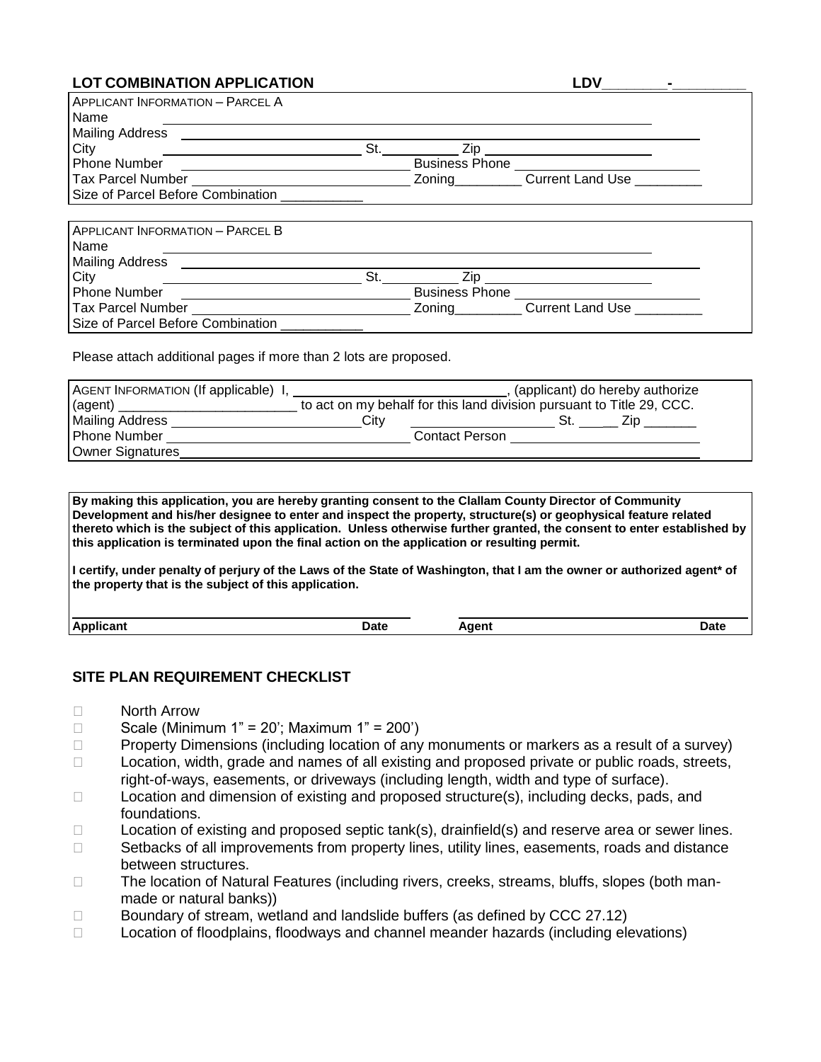## LOT COMBINATION APPLICATION

LDV________-_________

**APPLICANT INFORMATION – PARCEL A**

Name ____________________________________________

Mailing Address ____________________________________________

City ______________________ St.__________ Zip ______________________

Phone Number ______________________ Business Phone ______________________

Tax Parcel Number ______________________ Zoning_________ Current Land Use _________

Size of Parcel Before Combination ___________

**APPLICANT INFORMATION – PARCEL B**

Name ____________________________________________

Mailing Address ____________________________________________

City ______________________ St.__________ Zip ______________________

Phone Number ______________________ Business Phone ______________________

Tax Parcel Number ______________________ Zoning_________ Current Land Use _________

Size of Parcel Before Combination ___________

Please attach additional pages if more than 2 lots are proposed.

**AGENT INFORMATION** (If applicable) I, ____________________________, (applicant) do hereby authorize (agent) ________________________ to act on my behalf for this land division pursuant to Title 29, CCC.

Mailing Address ________________________ City ____________________ St. _______ Zip _______

Phone Number ______________________________ Contact Person ________________________

Owner Signatures____________________________________________

**By making this application, you are hereby granting consent to the Clallam County Director of Community Development and his/her designee to enter and inspect the property, structure(s) or geophysical feature related thereto which is the subject of this application. Unless otherwise further granted, the consent to enter established by this application is terminated upon the final action on the application or resulting permit.**

**I certify, under penalty of perjury of the Laws of the State of Washington, that I am the owner or authorized agent\* of the property that is the subject of this application.**

______________________________ ______________________________

**Applicant** **Date** **Agent** **Date**

### SITE PLAN REQUIREMENT CHECKLIST

- ☐ North Arrow
- ☐ Scale (Minimum 1" = 20'; Maximum 1" = 200')
- ☐ Property Dimensions (including location of any monuments or markers as a result of a survey)
- ☐ Location, width, grade and names of all existing and proposed private or public roads, streets, right-of-ways, easements, or driveways (including length, width and type of surface).
- ☐ Location and dimension of existing and proposed structure(s), including decks, pads, and foundations.
- ☐ Location of existing and proposed septic tank(s), drainfield(s) and reserve area or sewer lines.
- ☐ Setbacks of all improvements from property lines, utility lines, easements, roads and distance between structures.
- ☐ The location of Natural Features (including rivers, creeks, streams, bluffs, slopes (both man-made or natural banks))
- ☐ Boundary of stream, wetland and landslide buffers (as defined by CCC 27.12)
- ☐ Location of floodplains, floodways and channel meander hazards (including elevations)